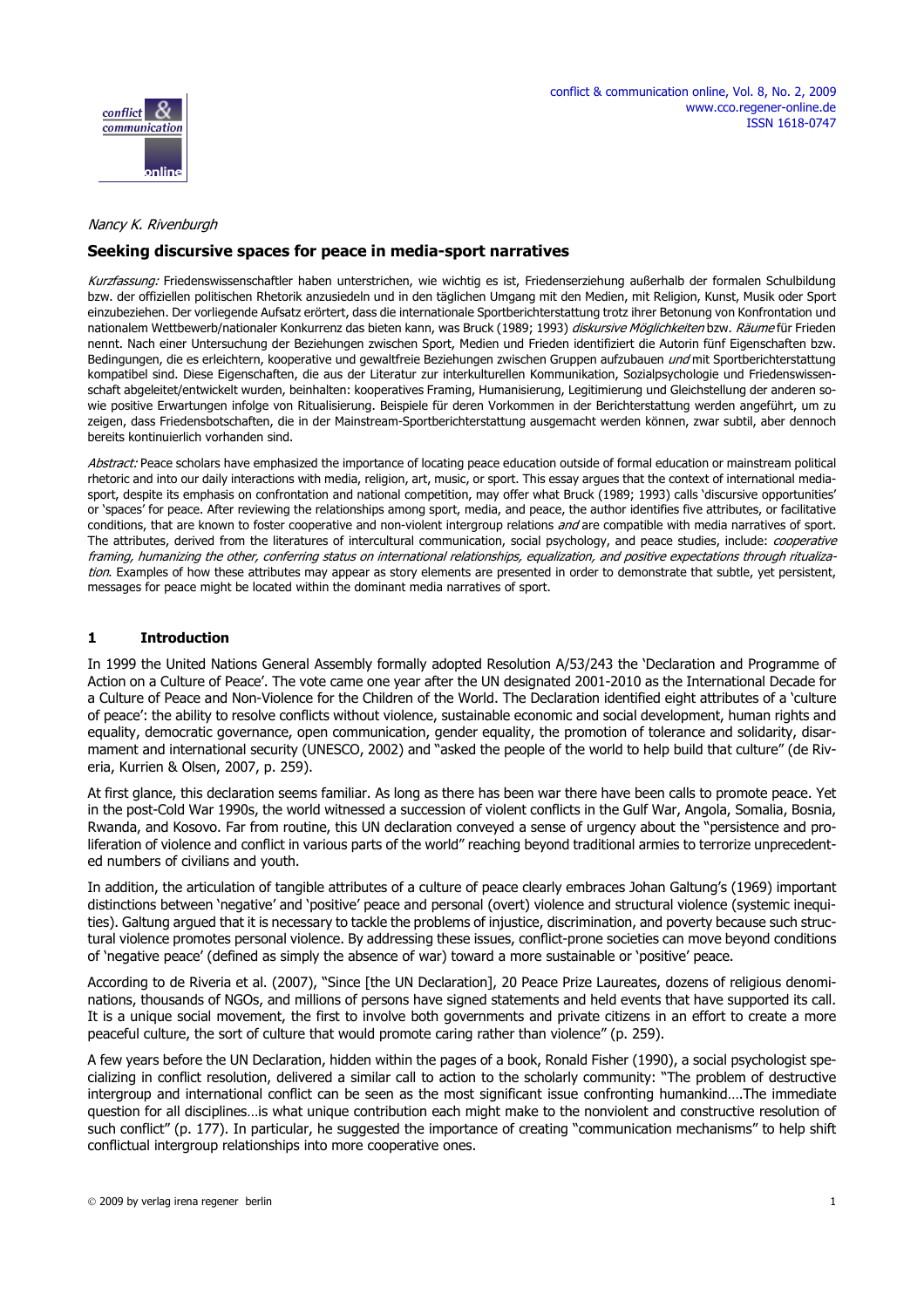*Nancy K. Rivenburgh*

# Seeking discursive spaces for peace in media-sport narratives

*Kurzfassung:* Friedenswissenschaftler haben unterstrichen, wie wichtig es ist, Friedenserziehung außerhalb der formalen Schulbildung bzw. der offiziellen politischen Rhetorik anzusiedeln und in den täglichen Umgang mit den Medien, mit Religion, Kunst, Musik oder Sport einzubeziehen. Der vorliegende Aufsatz erörtert, dass die internationale Sportberichterstattung trotz ihrer Betonung von Konfrontation und nationalem Wettbewerb/nationaler Konkurrenz das bieten kann, was Bruck (1989; 1993) *diskursive Möglichkeiten* bzw. *Räume* für Frieden nennt. Nach einer Untersuchung der Beziehungen zwischen Sport, Medien und Frieden identifiziert die Autorin fünf Eigenschaften bzw. Bedingungen, die es erleichtern, kooperative und gewaltfreie Beziehungen zwischen Gruppen aufzubauen *und* mit Sportberichterstattung kompatibel sind. Diese Eigenschaften, die aus der Literatur zur interkulturellen Kommunikation, Sozialpsychologie und Friedenswissenschaft abgeleitet/entwickelt wurden, beinhalten: kooperatives Framing, Humanisierung, Legitimierung und Gleichstellung der anderen sowie positive Erwartungen infolge von Ritualisierung. Beispiele für deren Vorkommen in der Berichterstattung werden angeführt, um zu zeigen, dass Friedensbotschaften, die in der Mainstream-Sportberichterstattung ausgemacht werden können, zwar subtil, aber dennoch bereits kontinuierlich vorhanden sind.

*Abstract:* Peace scholars have emphasized the importance of locating peace education outside of formal education or mainstream political rhetoric and into our daily interactions with media, religion, art, music, or sport. This essay argues that the context of international media-sport, despite its emphasis on confrontation and national competition, may offer what Bruck (1989; 1993) calls 'discursive opportunities' or 'spaces' for peace. After reviewing the relationships among sport, media, and peace, the author identifies five attributes, or facilitative conditions, that are known to foster cooperative and non-violent intergroup relations *and* are compatible with media narratives of sport. The attributes, derived from the literatures of intercultural communication, social psychology, and peace studies, include: *cooperative framing, humanizing the other, conferring status on international relationships, equalization, and positive expectations through ritualization*. Examples of how these attributes may appear as story elements are presented in order to demonstrate that subtle, yet persistent, messages for peace might be located within the dominant media narratives of sport.

## 1 Introduction

In 1999 the United Nations General Assembly formally adopted Resolution A/53/243 the 'Declaration and Programme of Action on a Culture of Peace'. The vote came one year after the UN designated 2001-2010 as the International Decade for a Culture of Peace and Non-Violence for the Children of the World. The Declaration identified eight attributes of a 'culture of peace': the ability to resolve conflicts without violence, sustainable economic and social development, human rights and equality, democratic governance, open communication, gender equality, the promotion of tolerance and solidarity, disarmament and international security (UNESCO, 2002) and "asked the people of the world to help build that culture" (de Riveria, Kurrien & Olsen, 2007, p. 259).

At first glance, this declaration seems familiar. As long as there has been war there have been calls to promote peace. Yet in the post-Cold War 1990s, the world witnessed a succession of violent conflicts in the Gulf War, Angola, Somalia, Bosnia, Rwanda, and Kosovo. Far from routine, this UN declaration conveyed a sense of urgency about the "persistence and proliferation of violence and conflict in various parts of the world" reaching beyond traditional armies to terrorize unprecedented numbers of civilians and youth.

In addition, the articulation of tangible attributes of a culture of peace clearly embraces Johan Galtung's (1969) important distinctions between 'negative' and 'positive' peace and personal (overt) violence and structural violence (systemic inequities). Galtung argued that it is necessary to tackle the problems of injustice, discrimination, and poverty because such structural violence promotes personal violence. By addressing these issues, conflict-prone societies can move beyond conditions of 'negative peace' (defined as simply the absence of war) toward a more sustainable or 'positive' peace.

According to de Riveria et al. (2007), "Since [the UN Declaration], 20 Peace Prize Laureates, dozens of religious denominations, thousands of NGOs, and millions of persons have signed statements and held events that have supported its call. It is a unique social movement, the first to involve both governments and private citizens in an effort to create a more peaceful culture, the sort of culture that would promote caring rather than violence" (p. 259).

A few years before the UN Declaration, hidden within the pages of a book, Ronald Fisher (1990), a social psychologist specializing in conflict resolution, delivered a similar call to action to the scholarly community: "The problem of destructive intergroup and international conflict can be seen as the most significant issue confronting humankind….The immediate question for all disciplines…is what unique contribution each might make to the nonviolent and constructive resolution of such conflict" (p. 177). In particular, he suggested the importance of creating "communication mechanisms" to help shift conflictual intergroup relationships into more cooperative ones.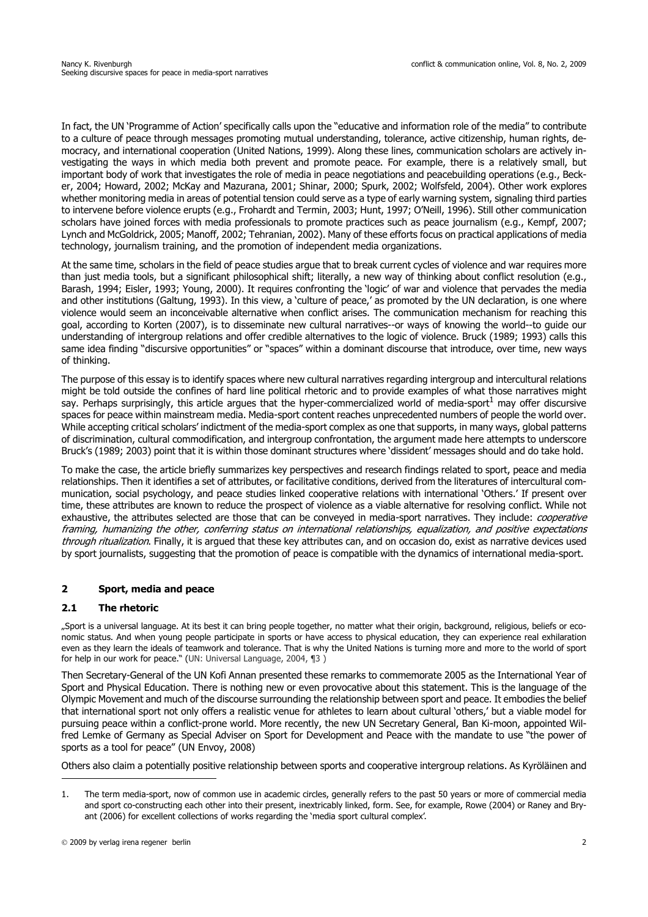In fact, the UN 'Programme of Action' specifically calls upon the "educative and information role of the media" to contribute to a culture of peace through messages promoting mutual understanding, tolerance, active citizenship, human rights, democracy, and international cooperation (United Nations, 1999). Along these lines, communication scholars are actively investigating the ways in which media both prevent and promote peace. For example, there is a relatively small, but important body of work that investigates the role of media in peace negotiations and peacebuilding operations (e.g., Becker, 2004; Howard, 2002; McKay and Mazurana, 2001; Shinar, 2000; Spurk, 2002; Wolfsfeld, 2004). Other work explores whether monitoring media in areas of potential tension could serve as a type of early warning system, signaling third parties to intervene before violence erupts (e.g., Frohardt and Termin, 2003; Hunt, 1997; O'Neill, 1996). Still other communication scholars have joined forces with media professionals to promote practices such as peace journalism (e.g., Kempf, 2007; Lynch and McGoldrick, 2005; Manoff, 2002; Tehranian, 2002). Many of these efforts focus on practical applications of media technology, journalism training, and the promotion of independent media organizations.

At the same time, scholars in the field of peace studies argue that to break current cycles of violence and war requires more than just media tools, but a significant philosophical shift; literally, a new way of thinking about conflict resolution (e.g., Barash, 1994; Eisler, 1993; Young, 2000). It requires confronting the 'logic' of war and violence that pervades the media and other institutions (Galtung, 1993). In this view, a 'culture of peace,' as promoted by the UN declaration, is one where violence would seem an inconceivable alternative when conflict arises. The communication mechanism for reaching this goal, according to Korten (2007), is to disseminate new cultural narratives--or ways of knowing the world--to guide our understanding of intergroup relations and offer credible alternatives to the logic of violence. Bruck (1989; 1993) calls this same idea finding "discursive opportunities" or "spaces" within a dominant discourse that introduce, over time, new ways of thinking.

The purpose of this essay is to identify spaces where new cultural narratives regarding intergroup and intercultural relations might be told outside the confines of hard line political rhetoric and to provide examples of what those narratives might say. Perhaps surprisingly, this article argues that the hyper-commercialized world of media-sport[1] may offer discursive spaces for peace within mainstream media. Media-sport content reaches unprecedented numbers of people the world over. While accepting critical scholars' indictment of the media-sport complex as one that supports, in many ways, global patterns of discrimination, cultural commodification, and intergroup confrontation, the argument made here attempts to underscore Bruck's (1989; 2003) point that it is within those dominant structures where 'dissident' messages should and do take hold.

To make the case, the article briefly summarizes key perspectives and research findings related to sport, peace and media relationships. Then it identifies a set of attributes, or facilitative conditions, derived from the literatures of intercultural communication, social psychology, and peace studies linked cooperative relations with international 'Others.' If present over time, these attributes are known to reduce the prospect of violence as a viable alternative for resolving conflict. While not exhaustive, the attributes selected are those that can be conveyed in media-sport narratives. They include: *cooperative framing, humanizing the other, conferring status on international relationships, equalization, and positive expectations through ritualization*. Finally, it is argued that these key attributes can, and on occasion do, exist as narrative devices used by sport journalists, suggesting that the promotion of peace is compatible with the dynamics of international media-sport.

## 2 Sport, media and peace

### 2.1 The rhetoric

„Sport is a universal language. At its best it can bring people together, no matter what their origin, background, religious, beliefs or economic status. And when young people participate in sports or have access to physical education, they can experience real exhilaration even as they learn the ideals of teamwork and tolerance. That is why the United Nations is turning more and more to the world of sport for help in our work for peace." (UN: Universal Language, 2004, ¶3 )

Then Secretary-General of the UN Kofi Annan presented these remarks to commemorate 2005 as the International Year of Sport and Physical Education. There is nothing new or even provocative about this statement. This is the language of the Olympic Movement and much of the discourse surrounding the relationship between sport and peace. It embodies the belief that international sport not only offers a realistic venue for athletes to learn about cultural 'others,' but a viable model for pursuing peace within a conflict-prone world. More recently, the new UN Secretary General, Ban Ki-moon, appointed Wilfred Lemke of Germany as Special Adviser on Sport for Development and Peace with the mandate to use "the power of sports as a tool for peace" (UN Envoy, 2008)

Others also claim a potentially positive relationship between sports and cooperative intergroup relations. As Kyröläinen and

---

1. The term media-sport, now of common use in academic circles, generally refers to the past 50 years or more of commercial media and sport co-constructing each other into their present, inextricably linked, form. See, for example, Rowe (2004) or Raney and Bryant (2006) for excellent collections of works regarding the 'media sport cultural complex'.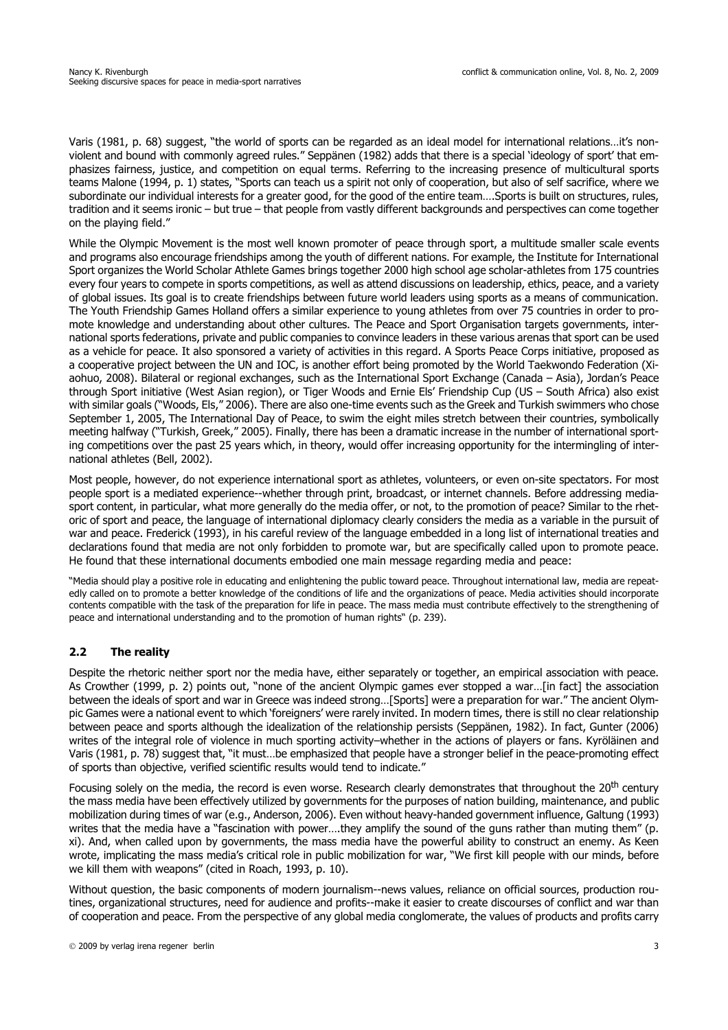Varis (1981, p. 68) suggest, "the world of sports can be regarded as an ideal model for international relations…it's non-violent and bound with commonly agreed rules." Seppänen (1982) adds that there is a special 'ideology of sport' that emphasizes fairness, justice, and competition on equal terms. Referring to the increasing presence of multicultural sports teams Malone (1994, p. 1) states, "Sports can teach us a spirit not only of cooperation, but also of self sacrifice, where we subordinate our individual interests for a greater good, for the good of the entire team….Sports is built on structures, rules, tradition and it seems ironic – but true – that people from vastly different backgrounds and perspectives can come together on the playing field."

While the Olympic Movement is the most well known promoter of peace through sport, a multitude smaller scale events and programs also encourage friendships among the youth of different nations. For example, the Institute for International Sport organizes the World Scholar Athlete Games brings together 2000 high school age scholar-athletes from 175 countries every four years to compete in sports competitions, as well as attend discussions on leadership, ethics, peace, and a variety of global issues. Its goal is to create friendships between future world leaders using sports as a means of communication. The Youth Friendship Games Holland offers a similar experience to young athletes from over 75 countries in order to promote knowledge and understanding about other cultures. The Peace and Sport Organisation targets governments, international sports federations, private and public companies to convince leaders in these various arenas that sport can be used as a vehicle for peace. It also sponsored a variety of activities in this regard. A Sports Peace Corps initiative, proposed as a cooperative project between the UN and IOC, is another effort being promoted by the World Taekwondo Federation (Xiaohuo, 2008). Bilateral or regional exchanges, such as the International Sport Exchange (Canada – Asia), Jordan's Peace through Sport initiative (West Asian region), or Tiger Woods and Ernie Els' Friendship Cup (US – South Africa) also exist with similar goals ("Woods, Els," 2006). There are also one-time events such as the Greek and Turkish swimmers who chose September 1, 2005, The International Day of Peace, to swim the eight miles stretch between their countries, symbolically meeting halfway ("Turkish, Greek," 2005). Finally, there has been a dramatic increase in the number of international sporting competitions over the past 25 years which, in theory, would offer increasing opportunity for the intermingling of international athletes (Bell, 2002).

Most people, however, do not experience international sport as athletes, volunteers, or even on-site spectators. For most people sport is a mediated experience--whether through print, broadcast, or internet channels. Before addressing media-sport content, in particular, what more generally do the media offer, or not, to the promotion of peace? Similar to the rhetoric of sport and peace, the language of international diplomacy clearly considers the media as a variable in the pursuit of war and peace. Frederick (1993), in his careful review of the language embedded in a long list of international treaties and declarations found that media are not only forbidden to promote war, but are specifically called upon to promote peace. He found that these international documents embodied one main message regarding media and peace:

"Media should play a positive role in educating and enlightening the public toward peace. Throughout international law, media are repeatedly called on to promote a better knowledge of the conditions of life and the organizations of peace. Media activities should incorporate contents compatible with the task of the preparation for life in peace. The mass media must contribute effectively to the strengthening of peace and international understanding and to the promotion of human rights" (p. 239).

## 2.2 The reality

Despite the rhetoric neither sport nor the media have, either separately or together, an empirical association with peace. As Crowther (1999, p. 2) points out, "none of the ancient Olympic games ever stopped a war…[in fact] the association between the ideals of sport and war in Greece was indeed strong…[Sports] were a preparation for war." The ancient Olympic Games were a national event to which 'foreigners' were rarely invited. In modern times, there is still no clear relationship between peace and sports although the idealization of the relationship persists (Seppänen, 1982). In fact, Gunter (2006) writes of the integral role of violence in much sporting activity–whether in the actions of players or fans. Kyröläinen and Varis (1981, p. 78) suggest that, "it must…be emphasized that people have a stronger belief in the peace-promoting effect of sports than objective, verified scientific results would tend to indicate."

Focusing solely on the media, the record is even worse. Research clearly demonstrates that throughout the 20th century the mass media have been effectively utilized by governments for the purposes of nation building, maintenance, and public mobilization during times of war (e.g., Anderson, 2006). Even without heavy-handed government influence, Galtung (1993) writes that the media have a "fascination with power….they amplify the sound of the guns rather than muting them" (p. xi). And, when called upon by governments, the mass media have the powerful ability to construct an enemy. As Keen wrote, implicating the mass media's critical role in public mobilization for war, "We first kill people with our minds, before we kill them with weapons" (cited in Roach, 1993, p. 10).

Without question, the basic components of modern journalism--news values, reliance on official sources, production routines, organizational structures, need for audience and profits--make it easier to create discourses of conflict and war than of cooperation and peace. From the perspective of any global media conglomerate, the values of products and profits carry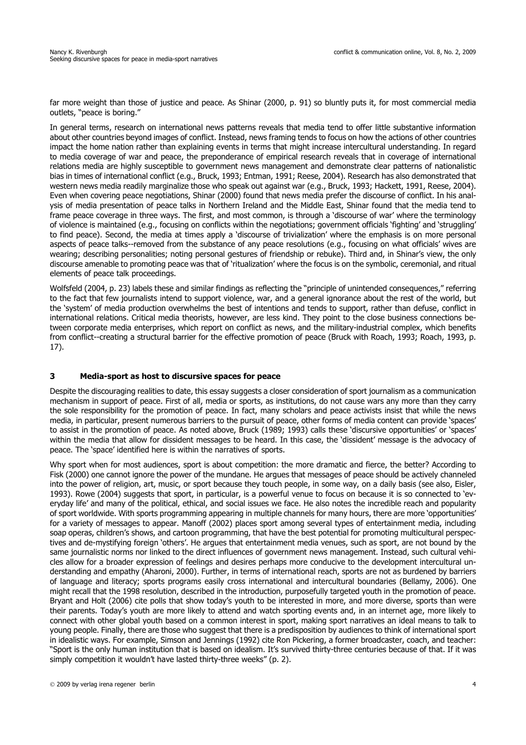far more weight than those of justice and peace. As Shinar (2000, p. 91) so bluntly puts it, for most commercial media outlets, "peace is boring."

In general terms, research on international news patterns reveals that media tend to offer little substantive information about other countries beyond images of conflict. Instead, news framing tends to focus on how the actions of other countries impact the home nation rather than explaining events in terms that might increase intercultural understanding. In regard to media coverage of war and peace, the preponderance of empirical research reveals that in coverage of international relations media are highly susceptible to government news management and demonstrate clear patterns of nationalistic bias in times of international conflict (e.g., Bruck, 1993; Entman, 1991; Reese, 2004). Research has also demonstrated that western news media readily marginalize those who speak out against war (e.g., Bruck, 1993; Hackett, 1991, Reese, 2004). Even when covering peace negotiations, Shinar (2000) found that news media prefer the discourse of conflict. In his analysis of media presentation of peace talks in Northern Ireland and the Middle East, Shinar found that the media tend to frame peace coverage in three ways. The first, and most common, is through a 'discourse of war' where the terminology of violence is maintained (e.g., focusing on conflicts within the negotiations; government officials 'fighting' and 'struggling' to find peace). Second, the media at times apply a 'discourse of trivialization' where the emphasis is on more personal aspects of peace talks--removed from the substance of any peace resolutions (e.g., focusing on what officials' wives are wearing; describing personalities; noting personal gestures of friendship or rebuke). Third and, in Shinar's view, the only discourse amenable to promoting peace was that of 'ritualization' where the focus is on the symbolic, ceremonial, and ritual elements of peace talk proceedings.

Wolfsfeld (2004, p. 23) labels these and similar findings as reflecting the "principle of unintended consequences," referring to the fact that few journalists intend to support violence, war, and a general ignorance about the rest of the world, but the 'system' of media production overwhelms the best of intentions and tends to support, rather than defuse, conflict in international relations. Critical media theorists, however, are less kind. They point to the close business connections between corporate media enterprises, which report on conflict as news, and the military-industrial complex, which benefits from conflict--creating a structural barrier for the effective promotion of peace (Bruck with Roach, 1993; Roach, 1993, p. 17).

## 3 Media-sport as host to discursive spaces for peace

Despite the discouraging realities to date, this essay suggests a closer consideration of sport journalism as a communication mechanism in support of peace. First of all, media or sports, as institutions, do not cause wars any more than they carry the sole responsibility for the promotion of peace. In fact, many scholars and peace activists insist that while the news media, in particular, present numerous barriers to the pursuit of peace, other forms of media content can provide 'spaces' to assist in the promotion of peace. As noted above, Bruck (1989; 1993) calls these 'discursive opportunities' or 'spaces' within the media that allow for dissident messages to be heard. In this case, the 'dissident' message is the advocacy of peace. The 'space' identified here is within the narratives of sports.

Why sport when for most audiences, sport is about competition: the more dramatic and fierce, the better? According to Fisk (2000) one cannot ignore the power of the mundane. He argues that messages of peace should be actively channeled into the power of religion, art, music, or sport because they touch people, in some way, on a daily basis (see also, Eisler, 1993). Rowe (2004) suggests that sport, in particular, is a powerful venue to focus on because it is so connected to 'everyday life' and many of the political, ethical, and social issues we face. He also notes the incredible reach and popularity of sport worldwide. With sports programming appearing in multiple channels for many hours, there are more 'opportunities' for a variety of messages to appear. Manoff (2002) places sport among several types of entertainment media, including soap operas, children's shows, and cartoon programming, that have the best potential for promoting multicultural perspectives and de-mystifying foreign 'others'. He argues that entertainment media venues, such as sport, are not bound by the same journalistic norms nor linked to the direct influences of government news management. Instead, such cultural vehicles allow for a broader expression of feelings and desires perhaps more conducive to the development intercultural understanding and empathy (Aharoni, 2000). Further, in terms of international reach, sports are not as burdened by barriers of language and literacy; sports programs easily cross international and intercultural boundaries (Bellamy, 2006). One might recall that the 1998 resolution, described in the introduction, purposefully targeted youth in the promotion of peace. Bryant and Holt (2006) cite polls that show today's youth to be interested in more, and more diverse, sports than were their parents. Today's youth are more likely to attend and watch sporting events and, in an internet age, more likely to connect with other global youth based on a common interest in sport, making sport narratives an ideal means to talk to young people. Finally, there are those who suggest that there is a predisposition by audiences to think of international sport in idealistic ways. For example, Simson and Jennings (1992) cite Ron Pickering, a former broadcaster, coach, and teacher: "Sport is the only human institution that is based on idealism. It's survived thirty-three centuries because of that. If it was simply competition it wouldn't have lasted thirty-three weeks" (p. 2).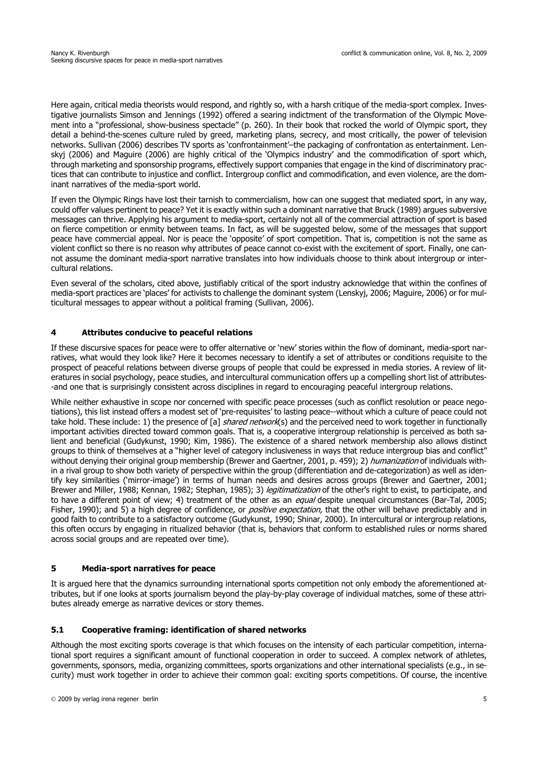Here again, critical media theorists would respond, and rightly so, with a harsh critique of the media-sport complex. Investigative journalists Simson and Jennings (1992) offered a searing indictment of the transformation of the Olympic Movement into a "professional, show-business spectacle" (p. 260). In their book that rocked the world of Olympic sport, they detail a behind-the-scenes culture ruled by greed, marketing plans, secrecy, and most critically, the power of television networks. Sullivan (2006) describes TV sports as 'confrontainment'–the packaging of confrontation as entertainment. Lenskyj (2006) and Maguire (2006) are highly critical of the 'Olympics industry' and the commodification of sport which, through marketing and sponsorship programs, effectively support companies that engage in the kind of discriminatory practices that can contribute to injustice and conflict. Intergroup conflict and commodification, and even violence, are the dominant narratives of the media-sport world.

If even the Olympic Rings have lost their tarnish to commercialism, how can one suggest that mediated sport, in any way, could offer values pertinent to peace? Yet it is exactly within such a dominant narrative that Bruck (1989) argues subversive messages can thrive. Applying his argument to media-sport, certainly not all of the commercial attraction of sport is based on fierce competition or enmity between teams. In fact, as will be suggested below, some of the messages that support peace have commercial appeal. Nor is peace the 'opposite' of sport competition. That is, competition is not the same as violent conflict so there is no reason why attributes of peace cannot co-exist with the excitement of sport. Finally, one cannot assume the dominant media-sport narrative translates into how individuals choose to think about intergroup or intercultural relations.

Even several of the scholars, cited above, justifiably critical of the sport industry acknowledge that within the confines of media-sport practices are 'places' for activists to challenge the dominant system (Lenskyj, 2006; Maguire, 2006) or for multicultural messages to appear without a political framing (Sullivan, 2006).

## 4 Attributes conducive to peaceful relations

If these discursive spaces for peace were to offer alternative or 'new' stories within the flow of dominant, media-sport narratives, what would they look like? Here it becomes necessary to identify a set of attributes or conditions requisite to the prospect of peaceful relations between diverse groups of people that could be expressed in media stories. A review of literatures in social psychology, peace studies, and intercultural communication offers up a compelling short list of attributes--and one that is surprisingly consistent across disciplines in regard to encouraging peaceful intergroup relations.

While neither exhaustive in scope nor concerned with specific peace processes (such as conflict resolution or peace negotiations), this list instead offers a modest set of 'pre-requisites' to lasting peace--without which a culture of peace could not take hold. These include: 1) the presence of [a] *shared network*(s) and the perceived need to work together in functionally important activities directed toward common goals. That is, a cooperative intergroup relationship is perceived as both salient and beneficial (Gudykunst, 1990; Kim, 1986). The existence of a shared network membership also allows distinct groups to think of themselves at a "higher level of category inclusiveness in ways that reduce intergroup bias and conflict" without denying their original group membership (Brewer and Gaertner, 2001, p. 459); 2) *humanization* of individuals within a rival group to show both variety of perspective within the group (differentiation and de-categorization) as well as identify key similarities ('mirror-image') in terms of human needs and desires across groups (Brewer and Gaertner, 2001; Brewer and Miller, 1988; Kennan, 1982; Stephan, 1985); 3) *legitimatization* of the other's right to exist, to participate, and to have a different point of view; 4) treatment of the other as an *equal* despite unequal circumstances (Bar-Tal, 2005; Fisher, 1990); and 5) a high degree of confidence, or *positive expectation,* that the other will behave predictably and in good faith to contribute to a satisfactory outcome (Gudykunst, 1990; Shinar, 2000). In intercultural or intergroup relations, this often occurs by engaging in ritualized behavior (that is, behaviors that conform to established rules or norms shared across social groups and are repeated over time).

## 5 Media-sport narratives for peace

It is argued here that the dynamics surrounding international sports competition not only embody the aforementioned attributes, but if one looks at sports journalism beyond the play-by-play coverage of individual matches, some of these attributes already emerge as narrative devices or story themes.

### 5.1 Cooperative framing: identification of shared networks

Although the most exciting sports coverage is that which focuses on the intensity of each particular competition, international sport requires a significant amount of functional cooperation in order to succeed. A complex network of athletes, governments, sponsors, media, organizing committees, sports organizations and other international specialists (e.g., in security) must work together in order to achieve their common goal: exciting sports competitions. Of course, the incentive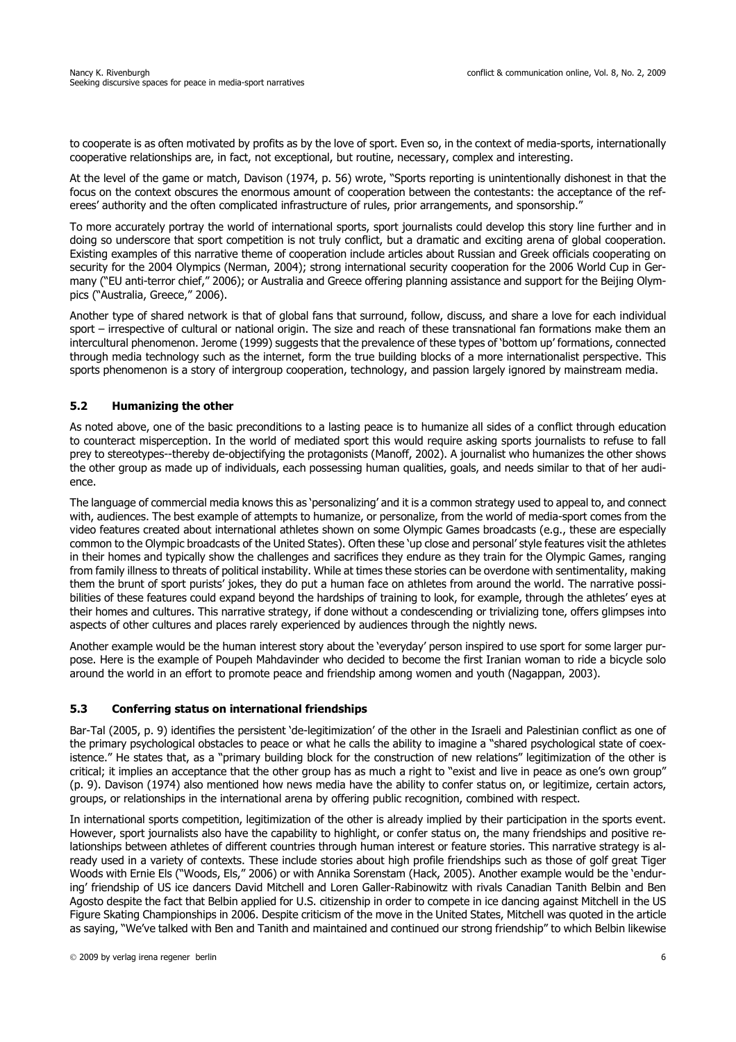to cooperate is as often motivated by profits as by the love of sport. Even so, in the context of media-sports, internationally cooperative relationships are, in fact, not exceptional, but routine, necessary, complex and interesting.

At the level of the game or match, Davison (1974, p. 56) wrote, "Sports reporting is unintentionally dishonest in that the focus on the context obscures the enormous amount of cooperation between the contestants: the acceptance of the referees' authority and the often complicated infrastructure of rules, prior arrangements, and sponsorship."

To more accurately portray the world of international sports, sport journalists could develop this story line further and in doing so underscore that sport competition is not truly conflict, but a dramatic and exciting arena of global cooperation. Existing examples of this narrative theme of cooperation include articles about Russian and Greek officials cooperating on security for the 2004 Olympics (Nerman, 2004); strong international security cooperation for the 2006 World Cup in Germany ("EU anti-terror chief," 2006); or Australia and Greece offering planning assistance and support for the Beijing Olympics ("Australia, Greece," 2006).

Another type of shared network is that of global fans that surround, follow, discuss, and share a love for each individual sport – irrespective of cultural or national origin. The size and reach of these transnational fan formations make them an intercultural phenomenon. Jerome (1999) suggests that the prevalence of these types of 'bottom up' formations, connected through media technology such as the internet, form the true building blocks of a more internationalist perspective. This sports phenomenon is a story of intergroup cooperation, technology, and passion largely ignored by mainstream media.

### 5.2 Humanizing the other

As noted above, one of the basic preconditions to a lasting peace is to humanize all sides of a conflict through education to counteract misperception. In the world of mediated sport this would require asking sports journalists to refuse to fall prey to stereotypes--thereby de-objectifying the protagonists (Manoff, 2002). A journalist who humanizes the other shows the other group as made up of individuals, each possessing human qualities, goals, and needs similar to that of her audience.

The language of commercial media knows this as 'personalizing' and it is a common strategy used to appeal to, and connect with, audiences. The best example of attempts to humanize, or personalize, from the world of media-sport comes from the video features created about international athletes shown on some Olympic Games broadcasts (e.g., these are especially common to the Olympic broadcasts of the United States). Often these 'up close and personal' style features visit the athletes in their homes and typically show the challenges and sacrifices they endure as they train for the Olympic Games, ranging from family illness to threats of political instability. While at times these stories can be overdone with sentimentality, making them the brunt of sport purists' jokes, they do put a human face on athletes from around the world. The narrative possibilities of these features could expand beyond the hardships of training to look, for example, through the athletes' eyes at their homes and cultures. This narrative strategy, if done without a condescending or trivializing tone, offers glimpses into aspects of other cultures and places rarely experienced by audiences through the nightly news.

Another example would be the human interest story about the 'everyday' person inspired to use sport for some larger purpose. Here is the example of Poupeh Mahdavinder who decided to become the first Iranian woman to ride a bicycle solo around the world in an effort to promote peace and friendship among women and youth (Nagappan, 2003).

### 5.3 Conferring status on international friendships

Bar-Tal (2005, p. 9) identifies the persistent 'de-legitimization' of the other in the Israeli and Palestinian conflict as one of the primary psychological obstacles to peace or what he calls the ability to imagine a "shared psychological state of coexistence." He states that, as a "primary building block for the construction of new relations" legitimization of the other is critical; it implies an acceptance that the other group has as much a right to "exist and live in peace as one's own group" (p. 9). Davison (1974) also mentioned how news media have the ability to confer status on, or legitimize, certain actors, groups, or relationships in the international arena by offering public recognition, combined with respect.

In international sports competition, legitimization of the other is already implied by their participation in the sports event. However, sport journalists also have the capability to highlight, or confer status on, the many friendships and positive relationships between athletes of different countries through human interest or feature stories. This narrative strategy is already used in a variety of contexts. These include stories about high profile friendships such as those of golf great Tiger Woods with Ernie Els ("Woods, Els," 2006) or with Annika Sorenstam (Hack, 2005). Another example would be the 'enduring' friendship of US ice dancers David Mitchell and Loren Galler-Rabinowitz with rivals Canadian Tanith Belbin and Ben Agosto despite the fact that Belbin applied for U.S. citizenship in order to compete in ice dancing against Mitchell in the US Figure Skating Championships in 2006. Despite criticism of the move in the United States, Mitchell was quoted in the article as saying, "We've talked with Ben and Tanith and maintained and continued our strong friendship" to which Belbin likewise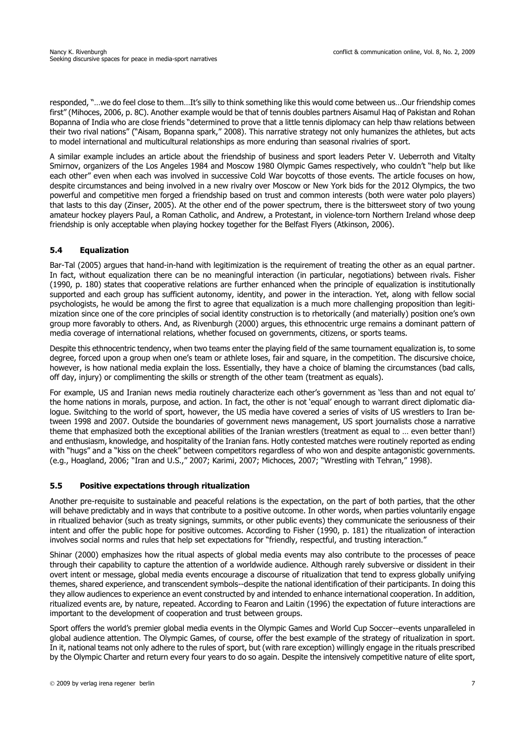responded, "…we do feel close to them…It's silly to think something like this would come between us…Our friendship comes first" (Mihoces, 2006, p. 8C). Another example would be that of tennis doubles partners Aisamul Haq of Pakistan and Rohan Bopanna of India who are close friends "determined to prove that a little tennis diplomacy can help thaw relations between their two rival nations" ("Aisam, Bopanna spark," 2008). This narrative strategy not only humanizes the athletes, but acts to model international and multicultural relationships as more enduring than seasonal rivalries of sport.

A similar example includes an article about the friendship of business and sport leaders Peter V. Ueberroth and Vitalty Smirnov, organizers of the Los Angeles 1984 and Moscow 1980 Olympic Games respectively, who couldn't "help but like each other" even when each was involved in successive Cold War boycotts of those events. The article focuses on how, despite circumstances and being involved in a new rivalry over Moscow or New York bids for the 2012 Olympics, the two powerful and competitive men forged a friendship based on trust and common interests (both were water polo players) that lasts to this day (Zinser, 2005). At the other end of the power spectrum, there is the bittersweet story of two young amateur hockey players Paul, a Roman Catholic, and Andrew, a Protestant, in violence-torn Northern Ireland whose deep friendship is only acceptable when playing hockey together for the Belfast Flyers (Atkinson, 2006).

### 5.4 Equalization

Bar-Tal (2005) argues that hand-in-hand with legitimization is the requirement of treating the other as an equal partner. In fact, without equalization there can be no meaningful interaction (in particular, negotiations) between rivals. Fisher (1990, p. 180) states that cooperative relations are further enhanced when the principle of equalization is institutionally supported and each group has sufficient autonomy, identity, and power in the interaction. Yet, along with fellow social psychologists, he would be among the first to agree that equalization is a much more challenging proposition than legitimization since one of the core principles of social identity construction is to rhetorically (and materially) position one's own group more favorably to others. And, as Rivenburgh (2000) argues, this ethnocentric urge remains a dominant pattern of media coverage of international relations, whether focused on governments, citizens, or sports teams.

Despite this ethnocentric tendency, when two teams enter the playing field of the same tournament equalization is, to some degree, forced upon a group when one's team or athlete loses, fair and square, in the competition. The discursive choice, however, is how national media explain the loss. Essentially, they have a choice of blaming the circumstances (bad calls, off day, injury) or complimenting the skills or strength of the other team (treatment as equals).

For example, US and Iranian news media routinely characterize each other's government as 'less than and not equal to' the home nations in morals, purpose, and action. In fact, the other is not 'equal' enough to warrant direct diplomatic dialogue. Switching to the world of sport, however, the US media have covered a series of visits of US wrestlers to Iran between 1998 and 2007. Outside the boundaries of government news management, US sport journalists chose a narrative theme that emphasized both the exceptional abilities of the Iranian wrestlers (treatment as equal to … even better than!) and enthusiasm, knowledge, and hospitality of the Iranian fans. Hotly contested matches were routinely reported as ending with "hugs" and a "kiss on the cheek" between competitors regardless of who won and despite antagonistic governments. (e.g., Hoagland, 2006; "Iran and U.S.," 2007; Karimi, 2007; Michoces, 2007; "Wrestling with Tehran," 1998).

### 5.5 Positive expectations through ritualization

Another pre-requisite to sustainable and peaceful relations is the expectation, on the part of both parties, that the other will behave predictably and in ways that contribute to a positive outcome. In other words, when parties voluntarily engage in ritualized behavior (such as treaty signings, summits, or other public events) they communicate the seriousness of their intent and offer the public hope for positive outcomes. According to Fisher (1990, p. 181) the ritualization of interaction involves social norms and rules that help set expectations for "friendly, respectful, and trusting interaction."

Shinar (2000) emphasizes how the ritual aspects of global media events may also contribute to the processes of peace through their capability to capture the attention of a worldwide audience. Although rarely subversive or dissident in their overt intent or message, global media events encourage a discourse of ritualization that tend to express globally unifying themes, shared experience, and transcendent symbols--despite the national identification of their participants. In doing this they allow audiences to experience an event constructed by and intended to enhance international cooperation. In addition, ritualized events are, by nature, repeated. According to Fearon and Laitin (1996) the expectation of future interactions are important to the development of cooperation and trust between groups.

Sport offers the world's premier global media events in the Olympic Games and World Cup Soccer--events unparalleled in global audience attention. The Olympic Games, of course, offer the best example of the strategy of ritualization in sport. In it, national teams not only adhere to the rules of sport, but (with rare exception) willingly engage in the rituals prescribed by the Olympic Charter and return every four years to do so again. Despite the intensively competitive nature of elite sport,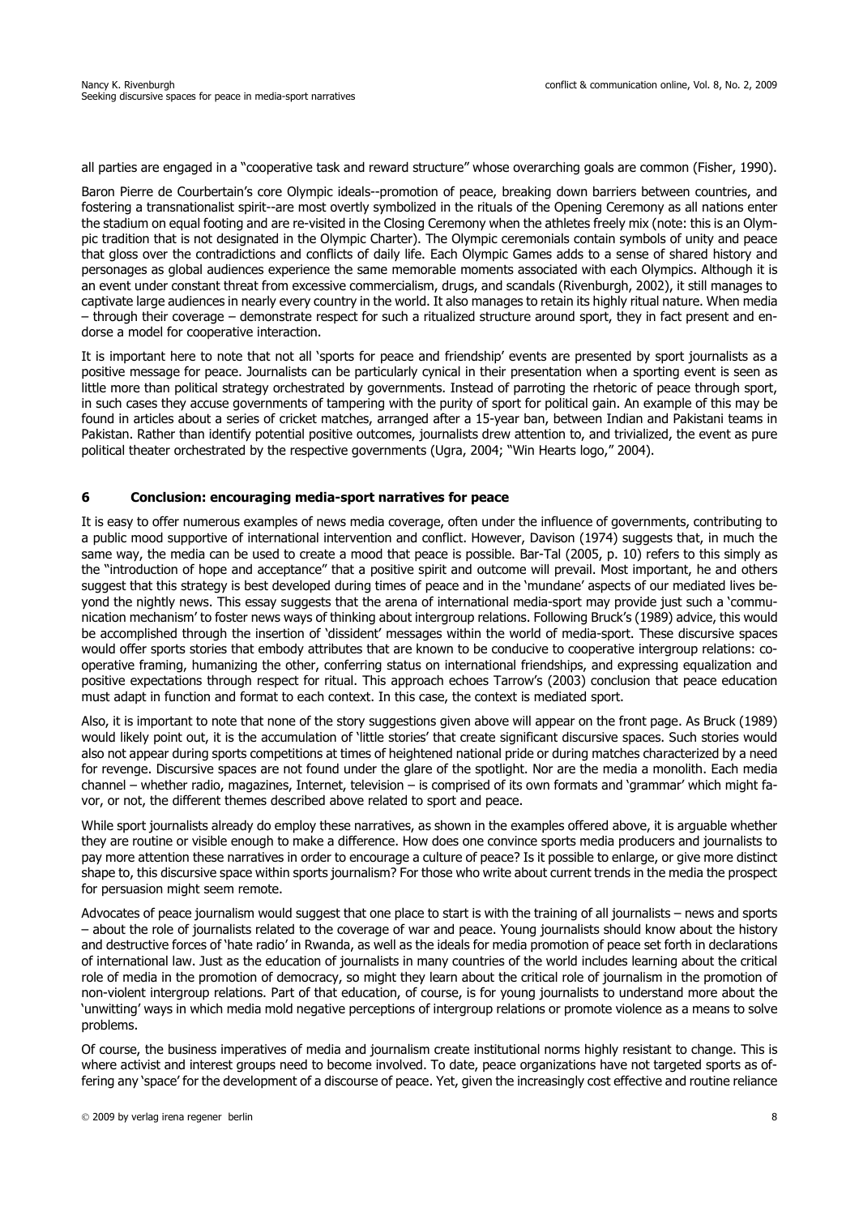all parties are engaged in a "cooperative task and reward structure" whose overarching goals are common (Fisher, 1990).

Baron Pierre de Courbertain's core Olympic ideals--promotion of peace, breaking down barriers between countries, and fostering a transnationalist spirit--are most overtly symbolized in the rituals of the Opening Ceremony as all nations enter the stadium on equal footing and are re-visited in the Closing Ceremony when the athletes freely mix (note: this is an Olympic tradition that is not designated in the Olympic Charter). The Olympic ceremonials contain symbols of unity and peace that gloss over the contradictions and conflicts of daily life. Each Olympic Games adds to a sense of shared history and personages as global audiences experience the same memorable moments associated with each Olympics. Although it is an event under constant threat from excessive commercialism, drugs, and scandals (Rivenburgh, 2002), it still manages to captivate large audiences in nearly every country in the world. It also manages to retain its highly ritual nature. When media – through their coverage – demonstrate respect for such a ritualized structure around sport, they in fact present and endorse a model for cooperative interaction.

It is important here to note that not all 'sports for peace and friendship' events are presented by sport journalists as a positive message for peace. Journalists can be particularly cynical in their presentation when a sporting event is seen as little more than political strategy orchestrated by governments. Instead of parroting the rhetoric of peace through sport, in such cases they accuse governments of tampering with the purity of sport for political gain. An example of this may be found in articles about a series of cricket matches, arranged after a 15-year ban, between Indian and Pakistani teams in Pakistan. Rather than identify potential positive outcomes, journalists drew attention to, and trivialized, the event as pure political theater orchestrated by the respective governments (Ugra, 2004; "Win Hearts logo," 2004).

## 6 Conclusion: encouraging media-sport narratives for peace

It is easy to offer numerous examples of news media coverage, often under the influence of governments, contributing to a public mood supportive of international intervention and conflict. However, Davison (1974) suggests that, in much the same way, the media can be used to create a mood that peace is possible. Bar-Tal (2005, p. 10) refers to this simply as the "introduction of hope and acceptance" that a positive spirit and outcome will prevail. Most important, he and others suggest that this strategy is best developed during times of peace and in the 'mundane' aspects of our mediated lives beyond the nightly news. This essay suggests that the arena of international media-sport may provide just such a 'communication mechanism' to foster news ways of thinking about intergroup relations. Following Bruck's (1989) advice, this would be accomplished through the insertion of 'dissident' messages within the world of media-sport. These discursive spaces would offer sports stories that embody attributes that are known to be conducive to cooperative intergroup relations: cooperative framing, humanizing the other, conferring status on international friendships, and expressing equalization and positive expectations through respect for ritual. This approach echoes Tarrow's (2003) conclusion that peace education must adapt in function and format to each context. In this case, the context is mediated sport.

Also, it is important to note that none of the story suggestions given above will appear on the front page. As Bruck (1989) would likely point out, it is the accumulation of 'little stories' that create significant discursive spaces. Such stories would also not appear during sports competitions at times of heightened national pride or during matches characterized by a need for revenge. Discursive spaces are not found under the glare of the spotlight. Nor are the media a monolith. Each media channel – whether radio, magazines, Internet, television – is comprised of its own formats and 'grammar' which might favor, or not, the different themes described above related to sport and peace.

While sport journalists already do employ these narratives, as shown in the examples offered above, it is arguable whether they are routine or visible enough to make a difference. How does one convince sports media producers and journalists to pay more attention these narratives in order to encourage a culture of peace? Is it possible to enlarge, or give more distinct shape to, this discursive space within sports journalism? For those who write about current trends in the media the prospect for persuasion might seem remote.

Advocates of peace journalism would suggest that one place to start is with the training of all journalists – news and sports – about the role of journalists related to the coverage of war and peace. Young journalists should know about the history and destructive forces of 'hate radio' in Rwanda, as well as the ideals for media promotion of peace set forth in declarations of international law. Just as the education of journalists in many countries of the world includes learning about the critical role of media in the promotion of democracy, so might they learn about the critical role of journalism in the promotion of non-violent intergroup relations. Part of that education, of course, is for young journalists to understand more about the 'unwitting' ways in which media mold negative perceptions of intergroup relations or promote violence as a means to solve problems.

Of course, the business imperatives of media and journalism create institutional norms highly resistant to change. This is where activist and interest groups need to become involved. To date, peace organizations have not targeted sports as offering any 'space' for the development of a discourse of peace. Yet, given the increasingly cost effective and routine reliance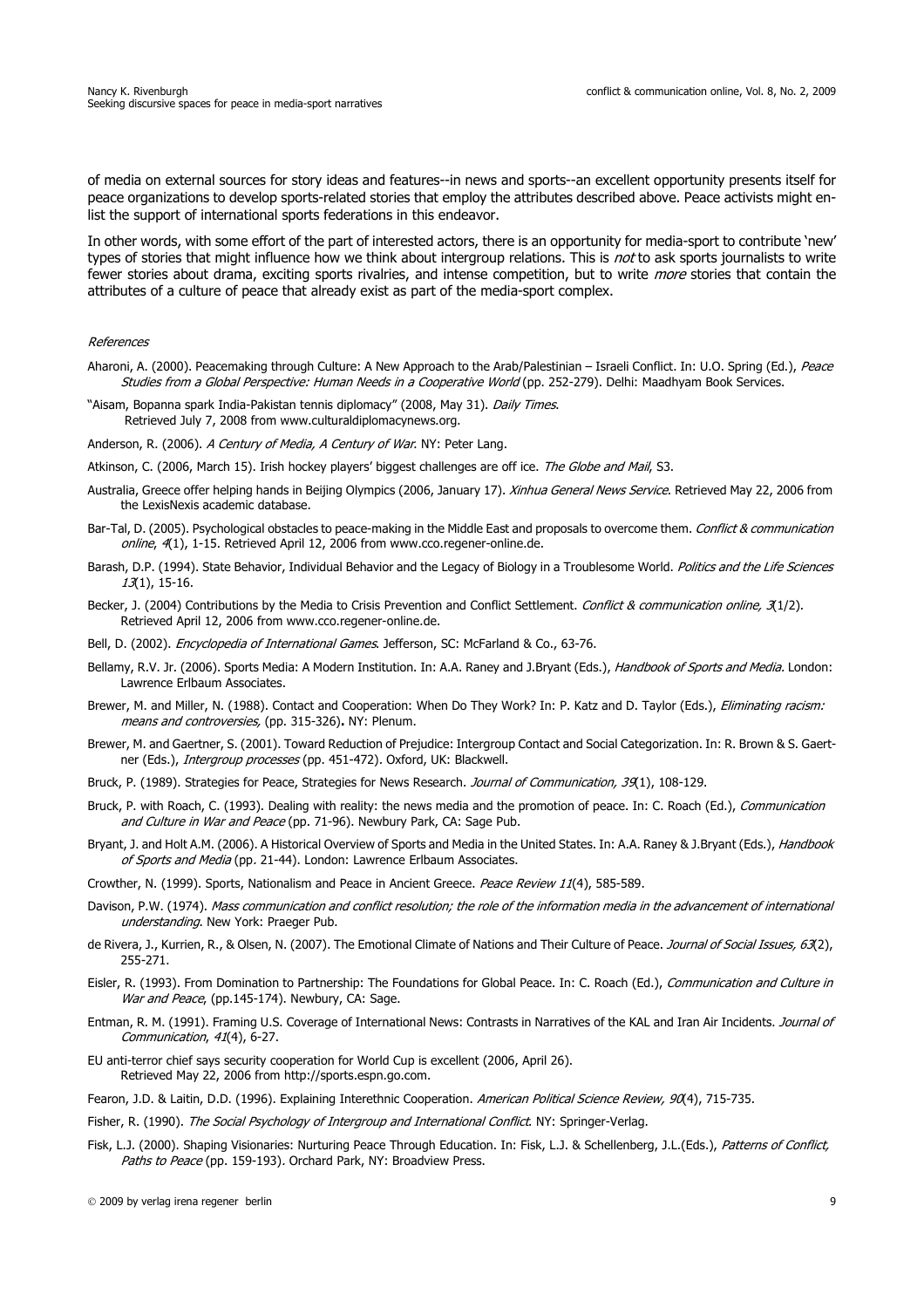of media on external sources for story ideas and features--in news and sports--an excellent opportunity presents itself for peace organizations to develop sports-related stories that employ the attributes described above. Peace activists might enlist the support of international sports federations in this endeavor.

In other words, with some effort of the part of interested actors, there is an opportunity for media-sport to contribute 'new' types of stories that might influence how we think about intergroup relations. This is *not* to ask sports journalists to write fewer stories about drama, exciting sports rivalries, and intense competition, but to write *more* stories that contain the attributes of a culture of peace that already exist as part of the media-sport complex.

*References*

Aharoni, A. (2000). Peacemaking through Culture: A New Approach to the Arab/Palestinian – Israeli Conflict. In: U.O. Spring (Ed.), *Peace Studies from a Global Perspective: Human Needs in a Cooperative World* (pp. 252-279). Delhi: Maadhyam Book Services.

"Aisam, Bopanna spark India-Pakistan tennis diplomacy" (2008, May 31). *Daily Times*. Retrieved July 7, 2008 from www.culturaldiplomacynews.org.

Anderson, R. (2006). *A Century of Media, A Century of War*. NY: Peter Lang.

Atkinson, C. (2006, March 15). Irish hockey players' biggest challenges are off ice. *The Globe and Mail*, S3.

Australia, Greece offer helping hands in Beijing Olympics (2006, January 17). *Xinhua General News Service*. Retrieved May 22, 2006 from the LexisNexis academic database.

Bar-Tal, D. (2005). Psychological obstacles to peace-making in the Middle East and proposals to overcome them. *Conflict & communication online*, *4*(1), 1-15. Retrieved April 12, 2006 from www.cco.regener-online.de.

Barash, D.P. (1994). State Behavior, Individual Behavior and the Legacy of Biology in a Troublesome World. *Politics and the Life Sciences 13*(1), 15-16.

Becker, J. (2004) Contributions by the Media to Crisis Prevention and Conflict Settlement. *Conflict & communication online, 3*(1/2). Retrieved April 12, 2006 from www.cco.regener-online.de.

Bell, D. (2002). *Encyclopedia of International Games*. Jefferson, SC: McFarland & Co., 63-76.

Bellamy, R.V. Jr. (2006). Sports Media: A Modern Institution. In: A.A. Raney and J.Bryant (Eds.), *Handbook of Sports and Media*. London: Lawrence Erlbaum Associates.

Brewer, M. and Miller, N. (1988). Contact and Cooperation: When Do They Work? In: P. Katz and D. Taylor (Eds.), *Eliminating racism: means and controversies,* (pp. 315-326)**.** NY: Plenum.

Brewer, M. and Gaertner, S. (2001). Toward Reduction of Prejudice: Intergroup Contact and Social Categorization. In: R. Brown & S. Gaertner (Eds.), *Intergroup processes* (pp. 451-472). Oxford, UK: Blackwell.

Bruck, P. (1989). Strategies for Peace, Strategies for News Research. *Journal of Communication, 39*(1), 108-129.

Bruck, P. with Roach, C. (1993). Dealing with reality: the news media and the promotion of peace. In: C. Roach (Ed.), *Communication and Culture in War and Peace* (pp. 71-96). Newbury Park, CA: Sage Pub.

Bryant, J. and Holt A.M. (2006). A Historical Overview of Sports and Media in the United States. In: A.A. Raney & J.Bryant (Eds.), *Handbook of Sports and Media* (pp. 21-44). London: Lawrence Erlbaum Associates.

Crowther, N. (1999). Sports, Nationalism and Peace in Ancient Greece. *Peace Review 11*(4), 585-589.

Davison, P.W. (1974). *Mass communication and conflict resolution; the role of the information media in the advancement of international understanding*. New York: Praeger Pub.

de Rivera, J., Kurrien, R., & Olsen, N. (2007). The Emotional Climate of Nations and Their Culture of Peace. *Journal of Social Issues, 63*(2), 255-271.

Eisler, R. (1993). From Domination to Partnership: The Foundations for Global Peace. In: C. Roach (Ed.), *Communication and Culture in War and Peace*, (pp.145-174). Newbury, CA: Sage.

Entman, R. M. (1991). Framing U.S. Coverage of International News: Contrasts in Narratives of the KAL and Iran Air Incidents. *Journal of Communication*, *41*(4), 6-27.

EU anti-terror chief says security cooperation for World Cup is excellent (2006, April 26). Retrieved May 22, 2006 from http://sports.espn.go.com.

Fearon, J.D. & Laitin, D.D. (1996). Explaining Interethnic Cooperation. *American Political Science Review, 90*(4), 715-735.

Fisher, R. (1990). *The Social Psychology of Intergroup and International Conflict*. NY: Springer-Verlag.

Fisk, L.J. (2000). Shaping Visionaries: Nurturing Peace Through Education. In: Fisk, L.J. & Schellenberg, J.L.(Eds.), *Patterns of Conflict, Paths to Peace* (pp. 159-193). Orchard Park, NY: Broadview Press.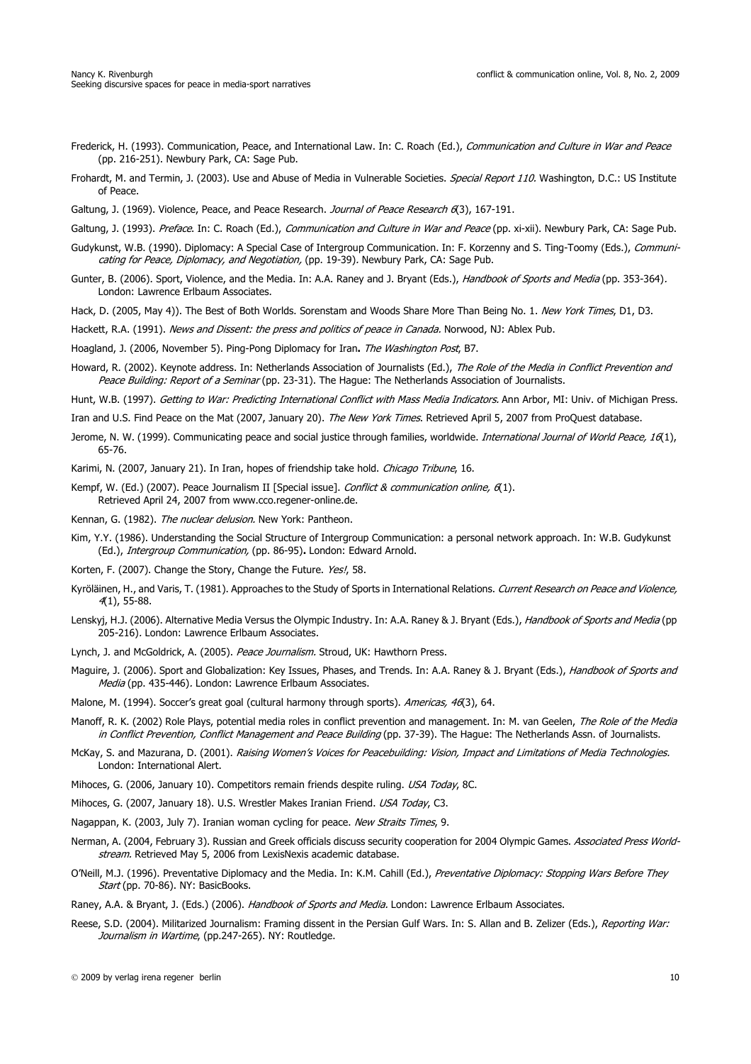Frederick, H. (1993). Communication, Peace, and International Law. In: C. Roach (Ed.), *Communication and Culture in War and Peace* (pp. 216-251). Newbury Park, CA: Sage Pub.

Frohardt, M. and Termin, J. (2003). Use and Abuse of Media in Vulnerable Societies. *Special Report 110*. Washington, D.C.: US Institute of Peace.

Galtung, J. (1969). Violence, Peace, and Peace Research. *Journal of Peace Research 6*(3), 167-191.

Galtung, J. (1993). *Preface*. In: C. Roach (Ed.), *Communication and Culture in War and Peace* (pp. xi-xii). Newbury Park, CA: Sage Pub.

Gudykunst, W.B. (1990). Diplomacy: A Special Case of Intergroup Communication. In: F. Korzenny and S. Ting-Toomy (Eds.), *Communicating for Peace, Diplomacy, and Negotiation,* (pp. 19-39). Newbury Park, CA: Sage Pub.

Gunter, B. (2006). Sport, Violence, and the Media. In: A.A. Raney and J. Bryant (Eds.), *Handbook of Sports and Media* (pp. 353-364). London: Lawrence Erlbaum Associates.

Hack, D. (2005, May 4)). The Best of Both Worlds. Sorenstam and Woods Share More Than Being No. 1. *New York Times*, D1, D3.

Hackett, R.A. (1991). *News and Dissent: the press and politics of peace in Canada.* Norwood, NJ: Ablex Pub.

Hoagland, J. (2006, November 5). Ping-Pong Diplomacy for Iran**.** *The Washington Post*, B7.

Howard, R. (2002). Keynote address. In: Netherlands Association of Journalists (Ed.), *The Role of the Media in Conflict Prevention and Peace Building: Report of a Seminar* (pp. 23-31). The Hague: The Netherlands Association of Journalists.

Hunt, W.B. (1997). *Getting to War: Predicting International Conflict with Mass Media Indicators.* Ann Arbor, MI: Univ. of Michigan Press.

Iran and U.S. Find Peace on the Mat (2007, January 20). *The New York Times*. Retrieved April 5, 2007 from ProQuest database.

Jerome, N. W. (1999). Communicating peace and social justice through families, worldwide. *International Journal of World Peace, 16*(1), 65-76.

Karimi, N. (2007, January 21). In Iran, hopes of friendship take hold. *Chicago Tribune*, 16.

Kempf, W. (Ed.) (2007). Peace Journalism II [Special issue]. *Conflict & communication online, 6*(1). Retrieved April 24, 2007 from www.cco.regener-online.de.

Kennan, G. (1982). *The nuclear delusion.* New York: Pantheon.

Kim, Y.Y. (1986). Understanding the Social Structure of Intergroup Communication: a personal network approach. In: W.B. Gudykunst (Ed.), *Intergroup Communication,* (pp. 86-95)**.** London: Edward Arnold.

Korten, F. (2007). Change the Story, Change the Future. *Yes!*, 58.

Kyröläinen, H., and Varis, T. (1981). Approaches to the Study of Sports in International Relations. *Current Research on Peace and Violence, 4*(1), 55-88.

Lenskyj, H.J. (2006). Alternative Media Versus the Olympic Industry. In: A.A. Raney & J. Bryant (Eds.), *Handbook of Sports and Media* (pp 205-216). London: Lawrence Erlbaum Associates.

Lynch, J. and McGoldrick, A. (2005). *Peace Journalism.* Stroud, UK: Hawthorn Press.

Maguire, J. (2006). Sport and Globalization: Key Issues, Phases, and Trends. In: A.A. Raney & J. Bryant (Eds.), *Handbook of Sports and Media* (pp. 435-446). London: Lawrence Erlbaum Associates.

Malone, M. (1994). Soccer's great goal (cultural harmony through sports). *Americas, 46*(3), 64.

Manoff, R. K. (2002) Role Plays, potential media roles in conflict prevention and management. In: M. van Geelen, *The Role of the Media in Conflict Prevention, Conflict Management and Peace Building* (pp. 37-39). The Hague: The Netherlands Assn. of Journalists.

McKay, S. and Mazurana, D. (2001). *Raising Women's Voices for Peacebuilding: Vision, Impact and Limitations of Media Technologies.* London: International Alert.

Mihoces, G. (2006, January 10). Competitors remain friends despite ruling. *USA Today*, 8C.

Mihoces, G. (2007, January 18). U.S. Wrestler Makes Iranian Friend. *USA Today*, C3.

Nagappan, K. (2003, July 7). Iranian woman cycling for peace. *New Straits Times*, 9.

Nerman, A. (2004, February 3). Russian and Greek officials discuss security cooperation for 2004 Olympic Games. *Associated Press Worldstream.* Retrieved May 5, 2006 from LexisNexis academic database.

O'Neill, M.J. (1996). Preventative Diplomacy and the Media. In: K.M. Cahill (Ed.), *Preventative Diplomacy: Stopping Wars Before They Start* (pp. 70-86). NY: BasicBooks.

Raney, A.A. & Bryant, J. (Eds.) (2006). *Handbook of Sports and Media.* London: Lawrence Erlbaum Associates.

Reese, S.D. (2004). Militarized Journalism: Framing dissent in the Persian Gulf Wars. In: S. Allan and B. Zelizer (Eds.), *Reporting War: Journalism in Wartime*, (pp.247-265). NY: Routledge.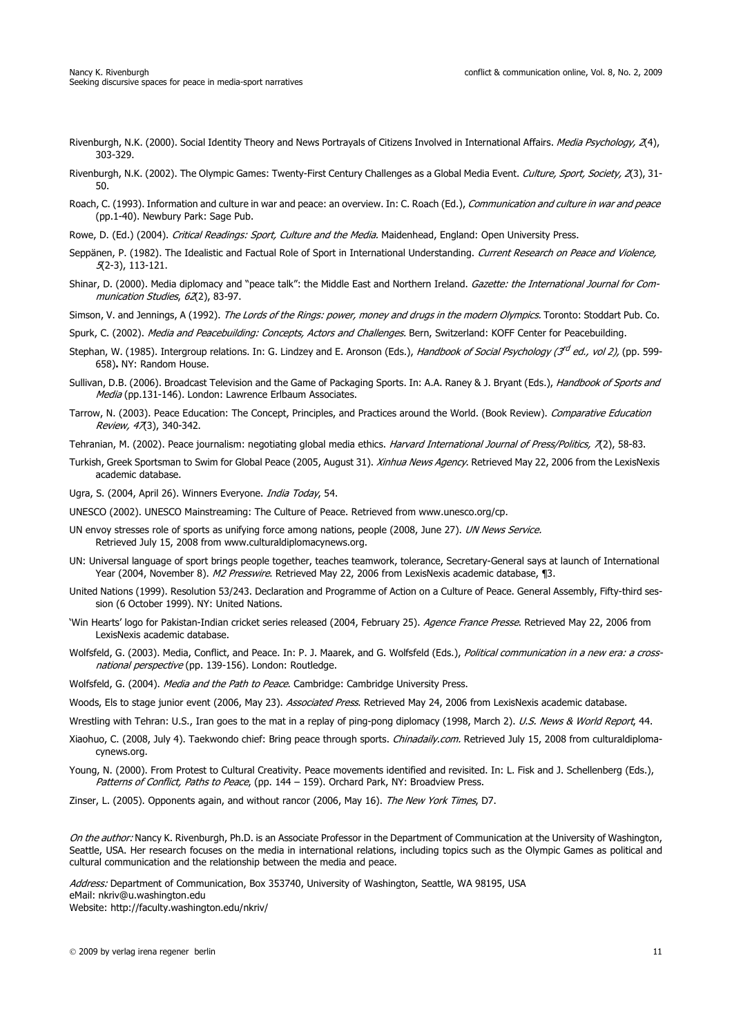Rivenburgh, N.K. (2000). Social Identity Theory and News Portrayals of Citizens Involved in International Affairs. *Media Psychology, 2*(4), 303-329.

Rivenburgh, N.K. (2002). The Olympic Games: Twenty-First Century Challenges as a Global Media Event. *Culture, Sport, Society, 2*(3), 31-50.

Roach, C. (1993). Information and culture in war and peace: an overview. In: C. Roach (Ed.), *Communication and culture in war and peace* (pp.1-40). Newbury Park: Sage Pub.

Rowe, D. (Ed.) (2004). *Critical Readings: Sport, Culture and the Media*. Maidenhead, England: Open University Press.

Seppänen, P. (1982). The Idealistic and Factual Role of Sport in International Understanding. *Current Research on Peace and Violence, 5*(2-3), 113-121.

Shinar, D. (2000). Media diplomacy and "peace talk": the Middle East and Northern Ireland. *Gazette: the International Journal for Communication Studies*, *62*(2), 83-97.

Simson, V. and Jennings, A (1992). *The Lords of the Rings: power, money and drugs in the modern Olympics.* Toronto: Stoddart Pub. Co.

Spurk, C. (2002). *Media and Peacebuilding: Concepts, Actors and Challenges*. Bern, Switzerland: KOFF Center for Peacebuilding.

Stephan, W. (1985). Intergroup relations. In: G. Lindzey and E. Aronson (Eds.), *Handbook of Social Psychology (3rd ed., vol 2),* (pp. 599-658)**.** NY: Random House.

Sullivan, D.B. (2006). Broadcast Television and the Game of Packaging Sports. In: A.A. Raney & J. Bryant (Eds.), *Handbook of Sports and Media* (pp.131-146). London: Lawrence Erlbaum Associates.

Tarrow, N. (2003). Peace Education: The Concept, Principles, and Practices around the World. (Book Review). *Comparative Education Review, 47*(3), 340-342.

Tehranian, M. (2002). Peace journalism: negotiating global media ethics. *Harvard International Journal of Press/Politics, 7*(2), 58-83.

Turkish, Greek Sportsman to Swim for Global Peace (2005, August 31). *Xinhua News Agency*. Retrieved May 22, 2006 from the LexisNexis academic database.

Ugra, S. (2004, April 26). Winners Everyone. *India Today*, 54.

UNESCO (2002). UNESCO Mainstreaming: The Culture of Peace. Retrieved from www.unesco.org/cp.

UN envoy stresses role of sports as unifying force among nations, people (2008, June 27). *UN News Service.* Retrieved July 15, 2008 from www.culturaldiplomacynews.org.

UN: Universal language of sport brings people together, teaches teamwork, tolerance, Secretary-General says at launch of International Year (2004, November 8). *M2 Presswire*. Retrieved May 22, 2006 from LexisNexis academic database, ¶3.

United Nations (1999). Resolution 53/243. Declaration and Programme of Action on a Culture of Peace. General Assembly, Fifty-third session (6 October 1999). NY: United Nations.

'Win Hearts' logo for Pakistan-Indian cricket series released (2004, February 25). *Agence France Presse*. Retrieved May 22, 2006 from LexisNexis academic database.

Wolfsfeld, G. (2003). Media, Conflict, and Peace. In: P. J. Maarek, and G. Wolfsfeld (Eds.), *Political communication in a new era: a cross-national perspective* (pp. 139-156). London: Routledge.

Wolfsfeld, G. (2004). *Media and the Path to Peace*. Cambridge: Cambridge University Press.

Woods, Els to stage junior event (2006, May 23). *Associated Press*. Retrieved May 24, 2006 from LexisNexis academic database.

Wrestling with Tehran: U.S., Iran goes to the mat in a replay of ping-pong diplomacy (1998, March 2). *U.S. News & World Report*, 44.

Xiaohuo, C. (2008, July 4). Taekwondo chief: Bring peace through sports. *Chinadaily.com.* Retrieved July 15, 2008 from culturaldiplomacynews.org.

Young, N. (2000). From Protest to Cultural Creativity. Peace movements identified and revisited. In: L. Fisk and J. Schellenberg (Eds.), *Patterns of Conflict, Paths to Peace*, (pp. 144 – 159). Orchard Park, NY: Broadview Press.

Zinser, L. (2005). Opponents again, and without rancor (2006, May 16). *The New York Times*, D7.

*On the author:* Nancy K. Rivenburgh, Ph.D. is an Associate Professor in the Department of Communication at the University of Washington, Seattle, USA. Her research focuses on the media in international relations, including topics such as the Olympic Games as political and cultural communication and the relationship between the media and peace.

*Address:* Department of Communication, Box 353740, University of Washington, Seattle, WA 98195, USA
eMail: nkriv@u.washington.edu
Website: http://faculty.washington.edu/nkriv/

© 2009 by verlag irena regener berlin